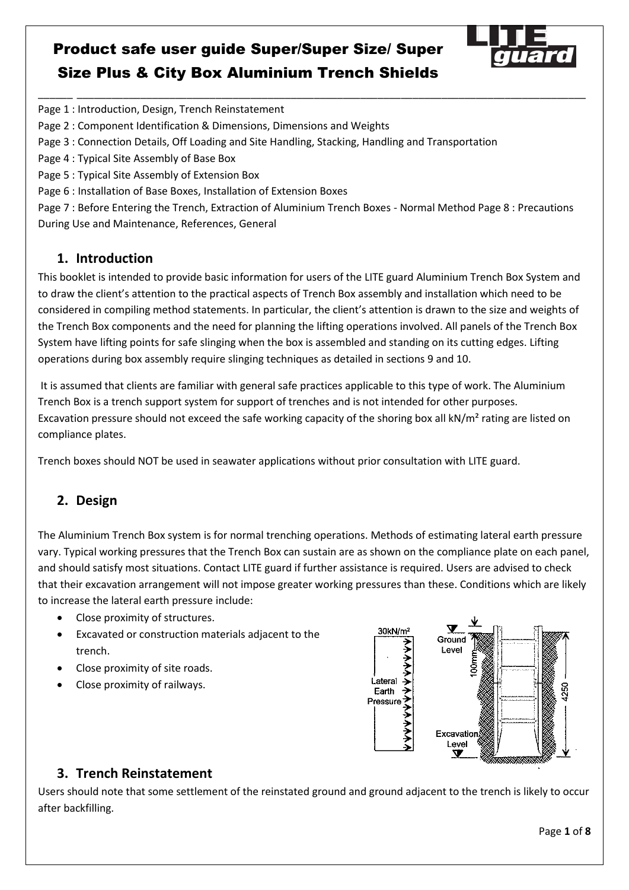# Product safe user guide Super/Super Size/ Super Size Plus & City Box Aluminium Trench Shields

Page 1 : Introduction, Design, Trench Reinstatement
Page 2 : Component Identification & Dimensions, Dimensions and Weights
Page 3 : Connection Details, Off Loading and Site Handling, Stacking, Handling and Transportation
Page 4 : Typical Site Assembly of Base Box
Page 5 : Typical Site Assembly of Extension Box
Page 6 : Installation of Base Boxes, Installation of Extension Boxes
Page 7 : Before Entering the Trench, Extraction of Aluminium Trench Boxes - Normal Method Page 8 : Precautions During Use and Maintenance, References, General

## 1. Introduction

This booklet is intended to provide basic information for users of the LITE guard Aluminium Trench Box System and to draw the client's attention to the practical aspects of Trench Box assembly and installation which need to be considered in compiling method statements. In particular, the client's attention is drawn to the size and weights of the Trench Box components and the need for planning the lifting operations involved. All panels of the Trench Box System have lifting points for safe slinging when the box is assembled and standing on its cutting edges. Lifting operations during box assembly require slinging techniques as detailed in sections 9 and 10.

It is assumed that clients are familiar with general safe practices applicable to this type of work. The Aluminium Trench Box is a trench support system for support of trenches and is not intended for other purposes. Excavation pressure should not exceed the safe working capacity of the shoring box all kN/m² rating are listed on compliance plates.

Trench boxes should NOT be used in seawater applications without prior consultation with LITE guard.

## 2. Design

The Aluminium Trench Box system is for normal trenching operations. Methods of estimating lateral earth pressure vary. Typical working pressures that the Trench Box can sustain are as shown on the compliance plate on each panel, and should satisfy most situations. Contact LITE guard if further assistance is required. Users are advised to check that their excavation arrangement will not impose greater working pressures than these. Conditions which are likely to increase the lateral earth pressure include:

- Close proximity of structures.
- Excavated or construction materials adjacent to the trench.
- Close proximity of site roads.
- Close proximity of railways.

30kN/m² Lateral Earth Pressure — Ground Level, 100mm, 4250, Excavation Level

## 3. Trench Reinstatement

Users should note that some settlement of the reinstated ground and ground adjacent to the trench is likely to occur after backfilling.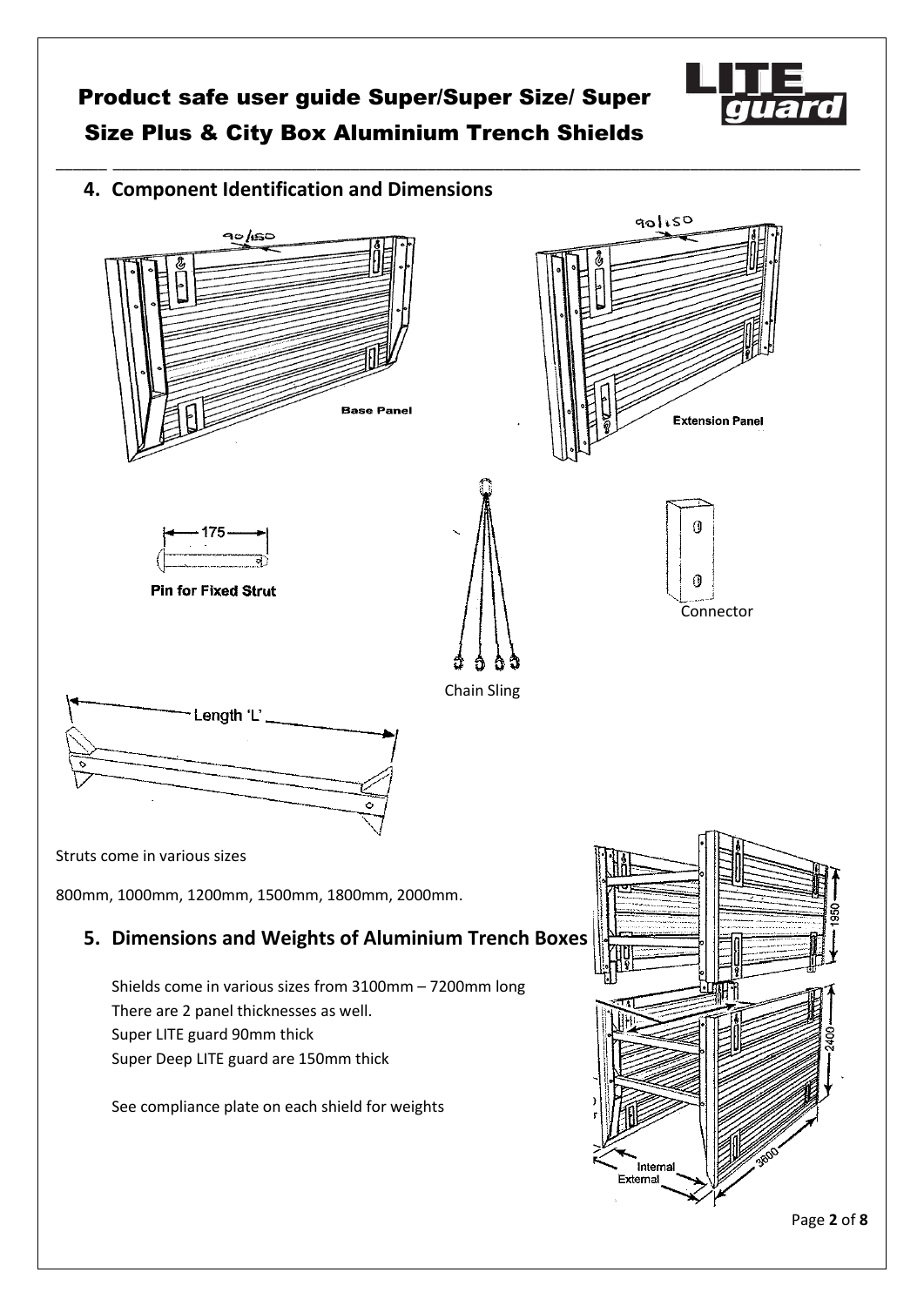## 4. Component Identification and Dimensions

Base Panel

Extension Panel

Pin for Fixed Strut

Chain Sling

Connector

Struts come in various sizes

800mm, 1000mm, 1200mm, 1500mm, 1800mm, 2000mm.

## 5. Dimensions and Weights of Aluminium Trench Boxes

Shields come in various sizes from 3100mm – 7200mm long
There are 2 panel thicknesses as well.
Super LITE guard 90mm thick
Super Deep LITE guard are 150mm thick

See compliance plate on each shield for weights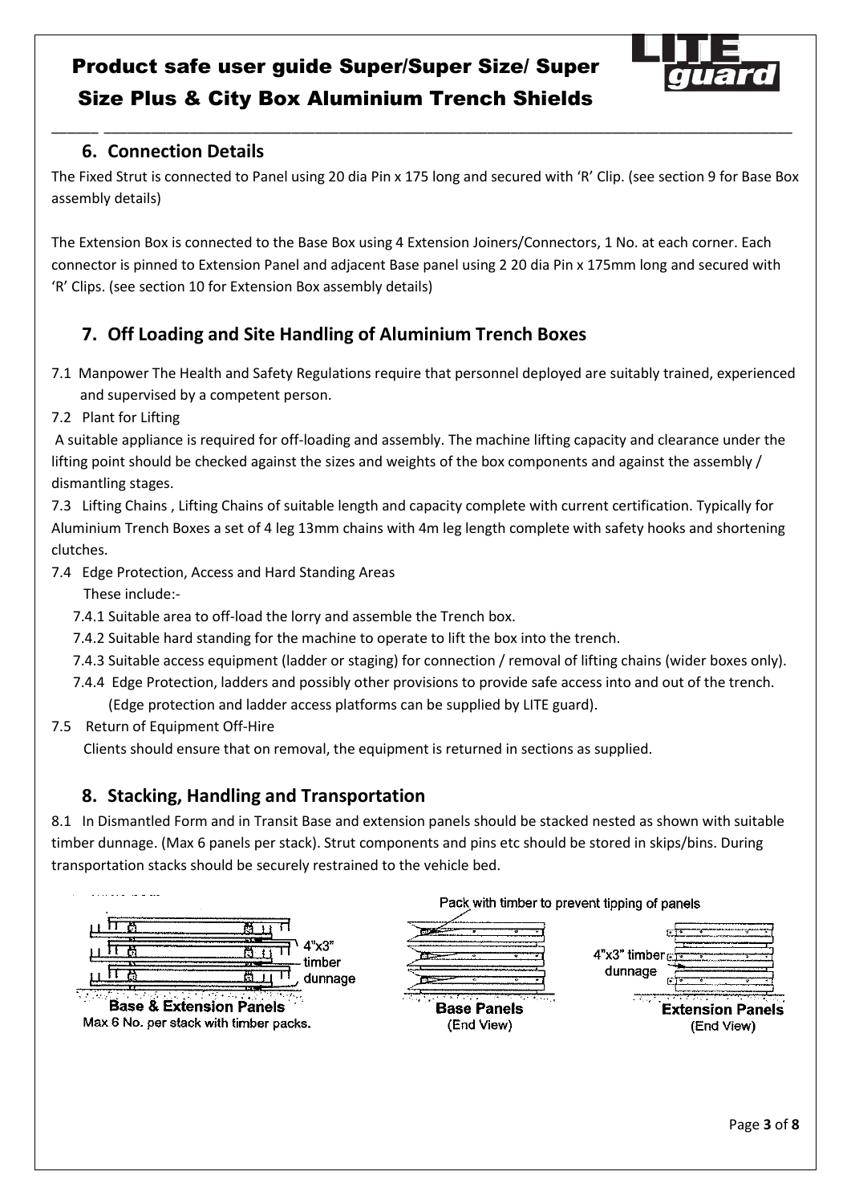## 6. Connection Details

The Fixed Strut is connected to Panel using 20 dia Pin x 175 long and secured with 'R' Clip. (see section 9 for Base Box assembly details)

The Extension Box is connected to the Base Box using 4 Extension Joiners/Connectors, 1 No. at each corner. Each connector is pinned to Extension Panel and adjacent Base panel using 2 20 dia Pin x 175mm long and secured with 'R' Clips. (see section 10 for Extension Box assembly details)

## 7. Off Loading and Site Handling of Aluminium Trench Boxes

7.1 Manpower The Health and Safety Regulations require that personnel deployed are suitably trained, experienced and supervised by a competent person.

7.2 Plant for Lifting

A suitable appliance is required for off-loading and assembly. The machine lifting capacity and clearance under the lifting point should be checked against the sizes and weights of the box components and against the assembly / dismantling stages.

7.3 Lifting Chains , Lifting Chains of suitable length and capacity complete with current certification. Typically for Aluminium Trench Boxes a set of 4 leg 13mm chains with 4m leg length complete with safety hooks and shortening clutches.

7.4 Edge Protection, Access and Hard Standing Areas

These include:-

7.4.1 Suitable area to off-load the lorry and assemble the Trench box.

7.4.2 Suitable hard standing for the machine to operate to lift the box into the trench.

7.4.3 Suitable access equipment (ladder or staging) for connection / removal of lifting chains (wider boxes only).

7.4.4 Edge Protection, ladders and possibly other provisions to provide safe access into and out of the trench. (Edge protection and ladder access platforms can be supplied by LITE guard).

7.5 Return of Equipment Off-Hire

Clients should ensure that on removal, the equipment is returned in sections as supplied.

## 8. Stacking, Handling and Transportation

8.1 In Dismantled Form and in Transit Base and extension panels should be stacked nested as shown with suitable timber dunnage. (Max 6 panels per stack). Strut components and pins etc should be stored in skips/bins. During transportation stacks should be securely restrained to the vehicle bed.

4"x3" timber dunnage

Base & Extension Panels
Max 6 No. per stack with timber packs.

Pack with timber to prevent tipping of panels

Base Panels
(End View)

4"x3" timber dunnage

Extension Panels
(End View)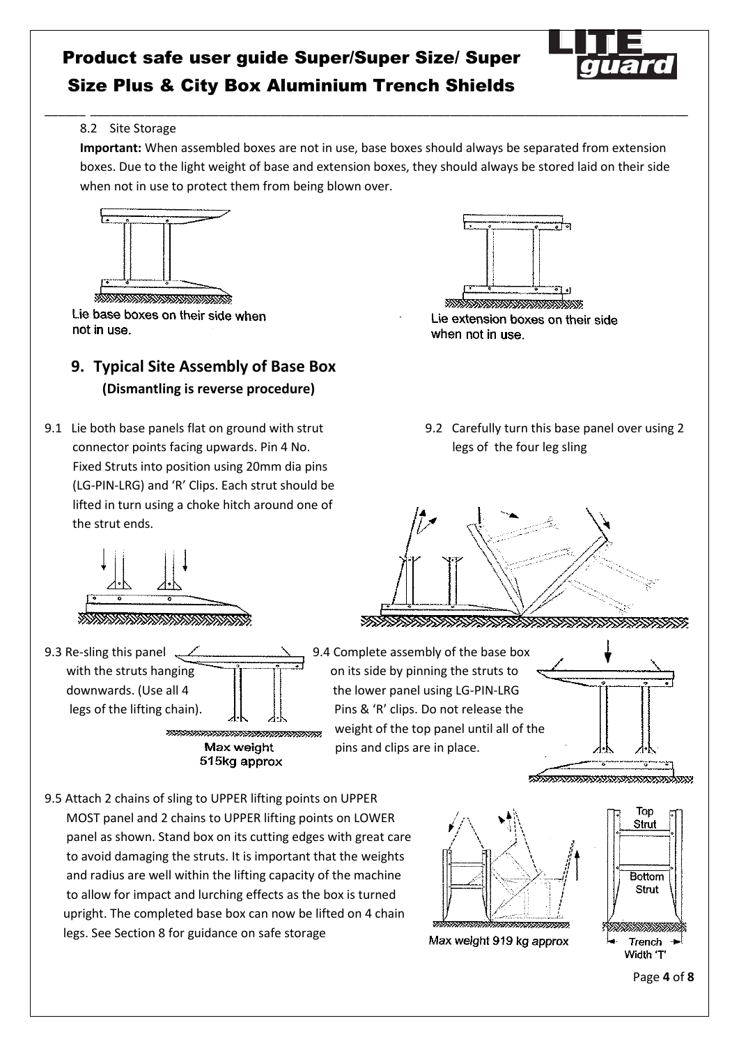8.2 Site Storage

**Important:** When assembled boxes are not in use, base boxes should always be separated from extension boxes. Due to the light weight of base and extension boxes, they should always be stored laid on their side when not in use to protect them from being blown over.

Lie base boxes on their side when not in use.

Lie extension boxes on their side when not in use.

## 9. Typical Site Assembly of Base Box

**(Dismantling is reverse procedure)**

9.1 Lie both base panels flat on ground with strut connector points facing upwards. Pin 4 No. Fixed Struts into position using 20mm dia pins (LG-PIN-LRG) and 'R' Clips. Each strut should be lifted in turn using a choke hitch around one of the strut ends.

9.2 Carefully turn this base panel over using 2 legs of the four leg sling

9.3 Re-sling this panel with the struts hanging downwards. (Use all 4 legs of the lifting chain).

Max weight 515kg approx

9.4 Complete assembly of the base box on its side by pinning the struts to the lower panel using LG-PIN-LRG Pins & 'R' clips. Do not release the weight of the top panel until all of the pins and clips are in place.

9.5 Attach 2 chains of sling to UPPER lifting points on UPPER MOST panel and 2 chains to UPPER lifting points on LOWER panel as shown. Stand box on its cutting edges with great care to avoid damaging the struts. It is important that the weights and radius are well within the lifting capacity of the machine to allow for impact and lurching effects as the box is turned upright. The completed base box can now be lifted on 4 chain legs. See Section 8 for guidance on safe storage

Max weight 919 kg approx

Top Strut

Bottom Strut

Trench Width 'T'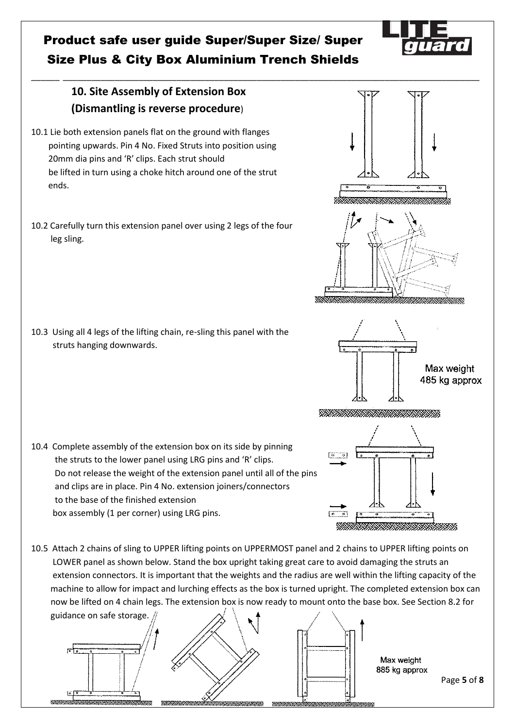## 10. Site Assembly of Extension Box (Dismantling is reverse procedure)

10.1 Lie both extension panels flat on the ground with flanges pointing upwards. Pin 4 No. Fixed Struts into position using 20mm dia pins and 'R' clips. Each strut should be lifted in turn using a choke hitch around one of the strut ends.

10.2 Carefully turn this extension panel over using 2 legs of the four leg sling.

10.3 Using all 4 legs of the lifting chain, re-sling this panel with the struts hanging downwards.

Max weight 485 kg approx

10.4 Complete assembly of the extension box on its side by pinning the struts to the lower panel using LRG pins and 'R' clips. Do not release the weight of the extension panel until all of the pins and clips are in place. Pin 4 No. extension joiners/connectors to the base of the finished extension box assembly (1 per corner) using LRG pins.

10.5 Attach 2 chains of sling to UPPER lifting points on UPPERMOST panel and 2 chains to UPPER lifting points on LOWER panel as shown below. Stand the box upright taking great care to avoid damaging the struts an extension connectors. It is important that the weights and the radius are well within the lifting capacity of the machine to allow for impact and lurching effects as the box is turned upright. The completed extension box can now be lifted on 4 chain legs. The extension box is now ready to mount onto the base box. See Section 8.2 for guidance on safe storage.

Max weight 885 kg approx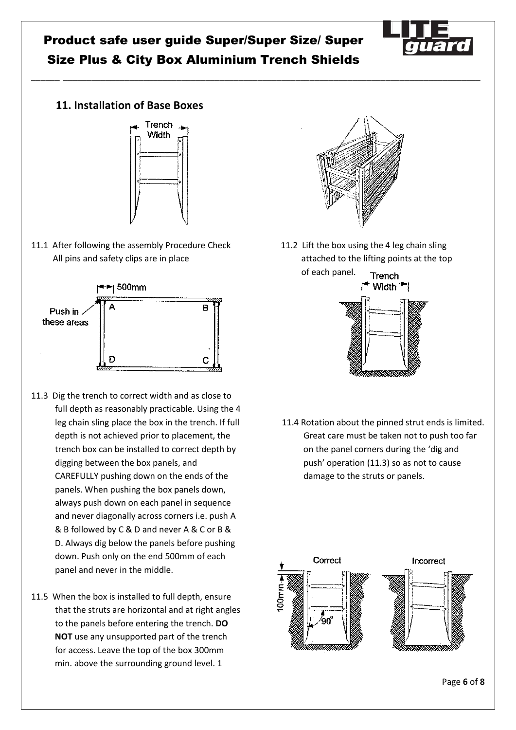## 11. Installation of Base Boxes

11.1 After following the assembly Procedure Check All pins and safety clips are in place

11.2 Lift the box using the 4 leg chain sling attached to the lifting points at the top of each panel.

11.3 Dig the trench to correct width and as close to full depth as reasonably practicable. Using the 4 leg chain sling place the box in the trench. If full depth is not achieved prior to placement, the trench box can be installed to correct depth by digging between the box panels, and CAREFULLY pushing down on the ends of the panels. When pushing the box panels down, always push down on each panel in sequence and never diagonally across corners i.e. push A & B followed by C & D and never A & C or B & D. Always dig below the panels before pushing down. Push only on the end 500mm of each panel and never in the middle.

11.4 Rotation about the pinned strut ends is limited. Great care must be taken not to push too far on the panel corners during the 'dig and push' operation (11.3) so as not to cause damage to the struts or panels.

11.5 When the box is installed to full depth, ensure that the struts are horizontal and at right angles to the panels before entering the trench. **DO NOT** use any unsupported part of the trench for access. Leave the top of the box 300mm min. above the surrounding ground level. 1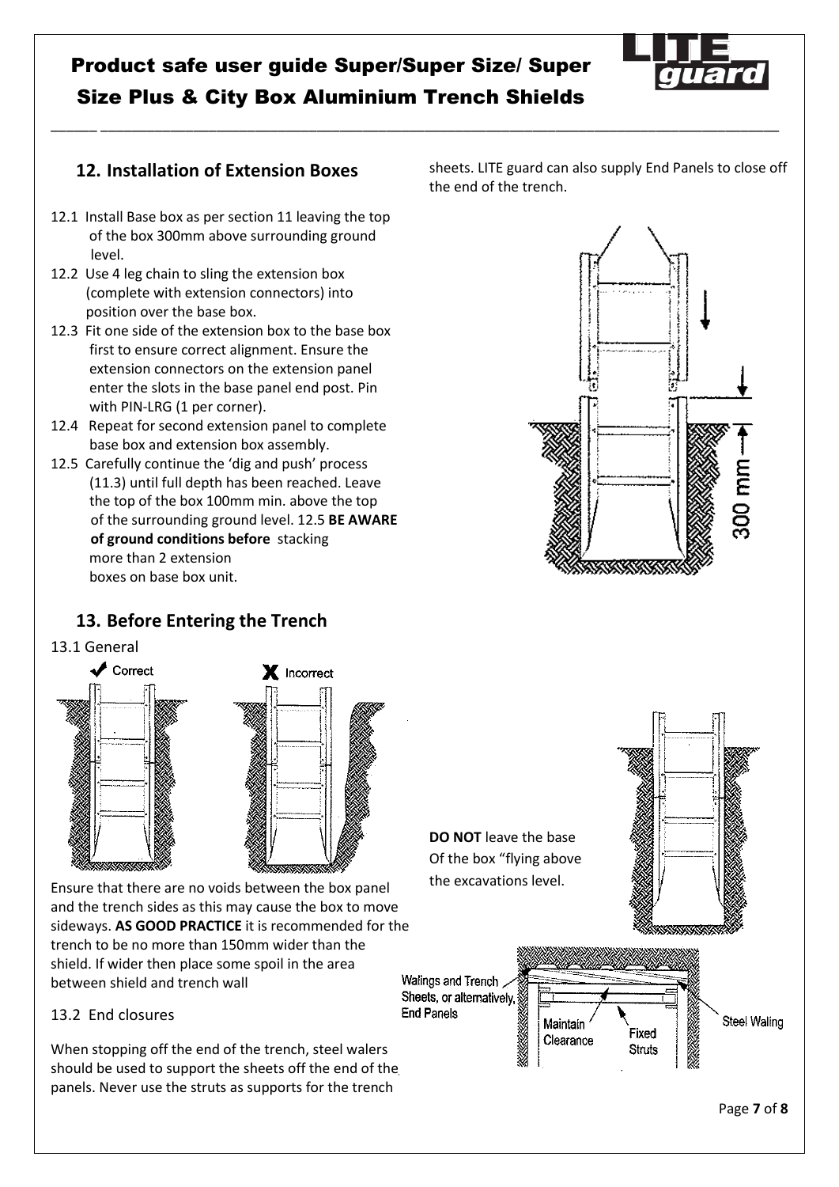## 12. Installation of Extension Boxes

12.1 Install Base box as per section 11 leaving the top of the box 300mm above surrounding ground level.

12.2 Use 4 leg chain to sling the extension box (complete with extension connectors) into position over the base box.

12.3 Fit one side of the extension box to the base box first to ensure correct alignment. Ensure the extension connectors on the extension panel enter the slots in the base panel end post. Pin with PIN-LRG (1 per corner).

12.4 Repeat for second extension panel to complete base box and extension box assembly.

12.5 Carefully continue the 'dig and push' process (11.3) until full depth has been reached. Leave the top of the box 100mm min. above the top of the surrounding ground level. 12.5 **BE AWARE of ground conditions before** stacking more than 2 extension boxes on base box unit.

## 13. Before Entering the Trench

13.1 General

Correct

Incorrect

Ensure that there are no voids between the box panel and the trench sides as this may cause the box to move sideways. **AS GOOD PRACTICE** it is recommended for the trench to be no more than 150mm wider than the shield. If wider then place some spoil in the area between shield and trench wall

13.2 End closures

When stopping off the end of the trench, steel walers should be used to support the sheets off the end of the panels. Never use the struts as supports for the trench sheets. LITE guard can also supply End Panels to close off the end of the trench.

300 mm

**DO NOT** leave the base Of the box "flying above the excavations level.

Walings and Trench Sheets, or alternatively, End Panels

Maintain Clearance

Fixed Struts

Steel Waling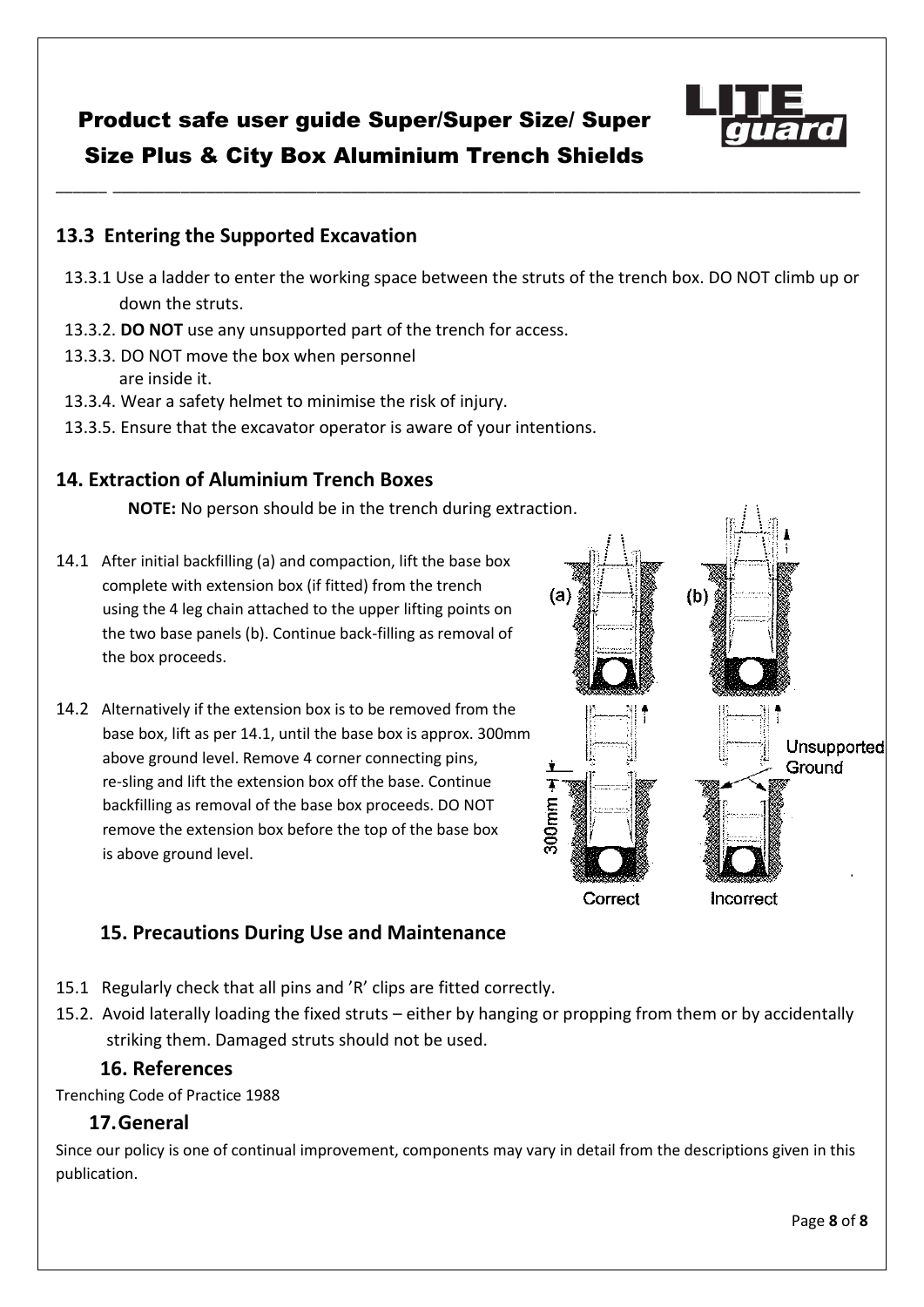## 13.3 Entering the Supported Excavation

13.3.1 Use a ladder to enter the working space between the struts of the trench box. DO NOT climb up or down the struts.

13.3.2. **DO NOT** use any unsupported part of the trench for access.

13.3.3. DO NOT move the box when personnel are inside it.

13.3.4. Wear a safety helmet to minimise the risk of injury.

13.3.5. Ensure that the excavator operator is aware of your intentions.

## 14. Extraction of Aluminium Trench Boxes

**NOTE:** No person should be in the trench during extraction.

14.1 After initial backfilling (a) and compaction, lift the base box complete with extension box (if fitted) from the trench using the 4 leg chain attached to the upper lifting points on the two base panels (b). Continue back-filling as removal of the box proceeds.

14.2 Alternatively if the extension box is to be removed from the base box, lift as per 14.1, until the base box is approx. 300mm above ground level. Remove 4 corner connecting pins, re-sling and lift the extension box off the base. Continue backfilling as removal of the base box proceeds. DO NOT remove the extension box before the top of the base box is above ground level.

(a)

(b)

300mm

Unsupported Ground

Correct

Incorrect

## 15. Precautions During Use and Maintenance

15.1 Regularly check that all pins and 'R' clips are fitted correctly.

15.2. Avoid laterally loading the fixed struts – either by hanging or propping from them or by accidentally striking them. Damaged struts should not be used.

## 16. References

Trenching Code of Practice 1988

## 17. General

Since our policy is one of continual improvement, components may vary in detail from the descriptions given in this publication.